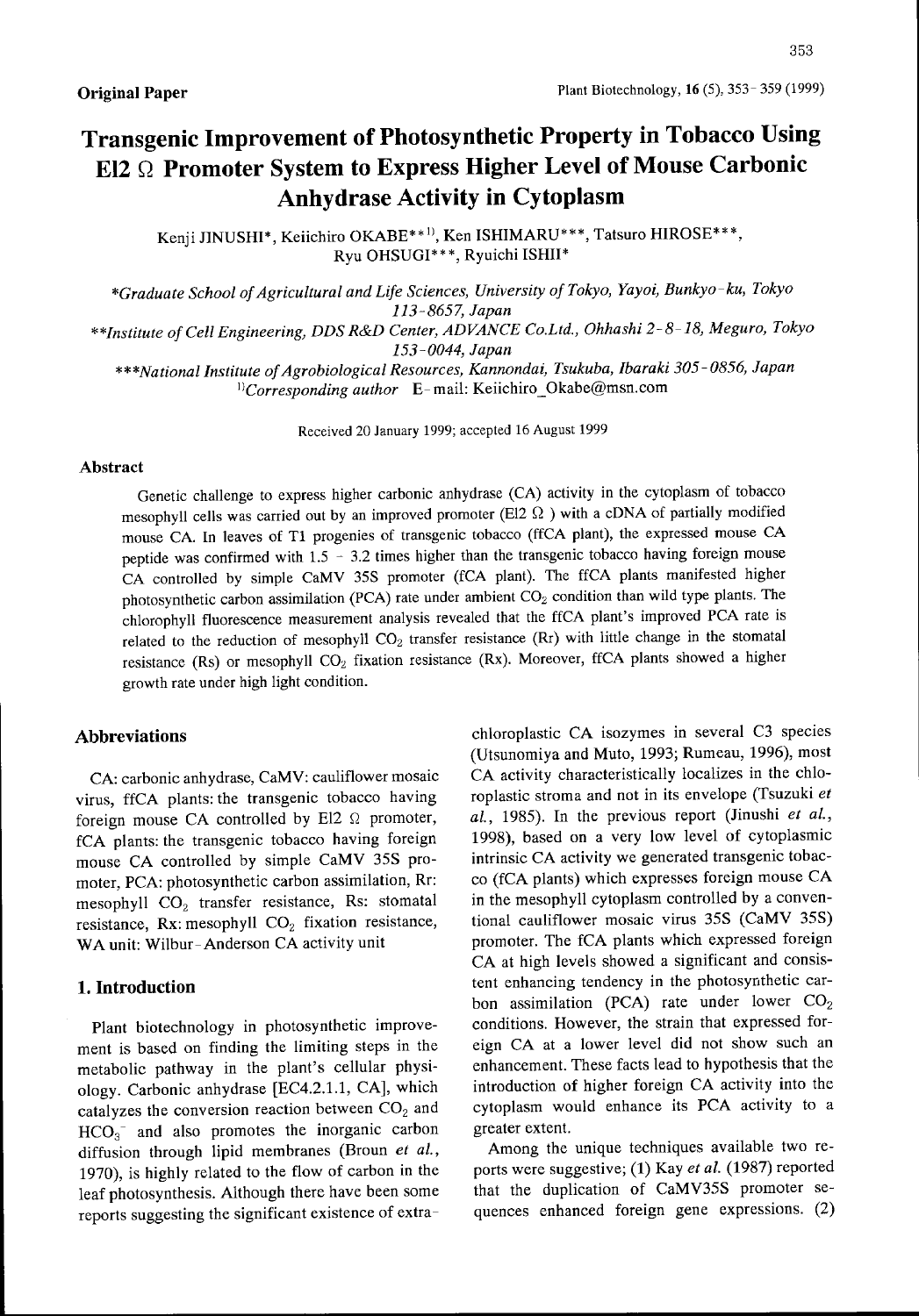Original Paper

# Transgenic Improvement of Photosynthetic Property in Tobacco Using El2 Ω Promoter System to Express Higher Level of Mouse Carbonic Anhydrase Activity in Cytoplasm

Kenji JINUSHI*, Keiichiro OKABE**[1)], Ken ISHIMARU***, Tatsuro HIROSE***, Ryu OHSUGI***, Ryuichi ISHII*

*Graduate School of Agricultural and Life Sciences, University of Tokyo, Yayoi, Bunkyo-ku, Tokyo 113-8657, Japan

**Institute of Cell Engineering, DDS R&D Center, ADVANCE Co.Ltd., Ohhashi 2-8-18, Meguro, Tokyo 153-0044, Japan

***National Institute of Agrobiological Resources, Kannondai, Tsukuba, Ibaraki 305-0856, Japan

[1)]Corresponding author E-mail: Keiichiro_Okabe@msn.com

Received 20 January 1999; accepted 16 August 1999

## Abstract

Genetic challenge to express higher carbonic anhydrase (CA) activity in the cytoplasm of tobacco mesophyll cells was carried out by an improved promoter (El2 Ω ) with a cDNA of partially modified mouse CA. In leaves of T1 progenies of transgenic tobacco (ffCA plant), the expressed mouse CA peptide was confirmed with 1.5 – 3.2 times higher than the transgenic tobacco having foreign mouse CA controlled by simple CaMV 35S promoter (fCA plant). The ffCA plants manifested higher photosynthetic carbon assimilation (PCA) rate under ambient $CO_2$ condition than wild type plants. The chlorophyll fluorescence measurement analysis revealed that the ffCA plant's improved PCA rate is related to the reduction of mesophyll $CO_2$ transfer resistance (Rr) with little change in the stomatal resistance (Rs) or mesophyll $CO_2$ fixation resistance (Rx). Moreover, ffCA plants showed a higher growth rate under high light condition.

## Abbreviations

CA: carbonic anhydrase, CaMV: cauliflower mosaic virus, ffCA plants: the transgenic tobacco having foreign mouse CA controlled by El2 Ω promoter, fCA plants: the transgenic tobacco having foreign mouse CA controlled by simple CaMV 35S promoter, PCA: photosynthetic carbon assimilation, Rr: mesophyll $CO_2$ transfer resistance, Rs: stomatal resistance, Rx: mesophyll $CO_2$ fixation resistance, WA unit: Wilbur-Anderson CA activity unit

## 1. Introduction

Plant biotechnology in photosynthetic improvement is based on finding the limiting steps in the metabolic pathway in the plant's cellular physiology. Carbonic anhydrase [EC4.2.1.1, CA], which catalyzes the conversion reaction between $CO_2$ and $HCO_3^-$ and also promotes the inorganic carbon diffusion through lipid membranes (Broun *et al.*, 1970), is highly related to the flow of carbon in the leaf photosynthesis. Although there have been some reports suggesting the significant existence of extra-chloroplastic CA isozymes in several C3 species (Utsunomiya and Muto, 1993; Rumeau, 1996), most CA activity characteristically localizes in the chloroplastic stroma and not in its envelope (Tsuzuki *et al.*, 1985). In the previous report (Jinushi *et al.*, 1998), based on a very low level of cytoplasmic intrinsic CA activity we generated transgenic tobacco (fCA plants) which expresses foreign mouse CA in the mesophyll cytoplasm controlled by a conventional cauliflower mosaic virus 35S (CaMV 35S) promoter. The fCA plants which expressed foreign CA at high levels showed a significant and consistent enhancing tendency in the photosynthetic carbon assimilation (PCA) rate under lower $CO_2$ conditions. However, the strain that expressed foreign CA at a lower level did not show such an enhancement. These facts lead to hypothesis that the introduction of higher foreign CA activity into the cytoplasm would enhance its PCA activity to a greater extent.

Among the unique techniques available two reports were suggestive; (1) Kay *et al.* (1987) reported that the duplication of CaMV35S promoter sequences enhanced foreign gene expressions. (2)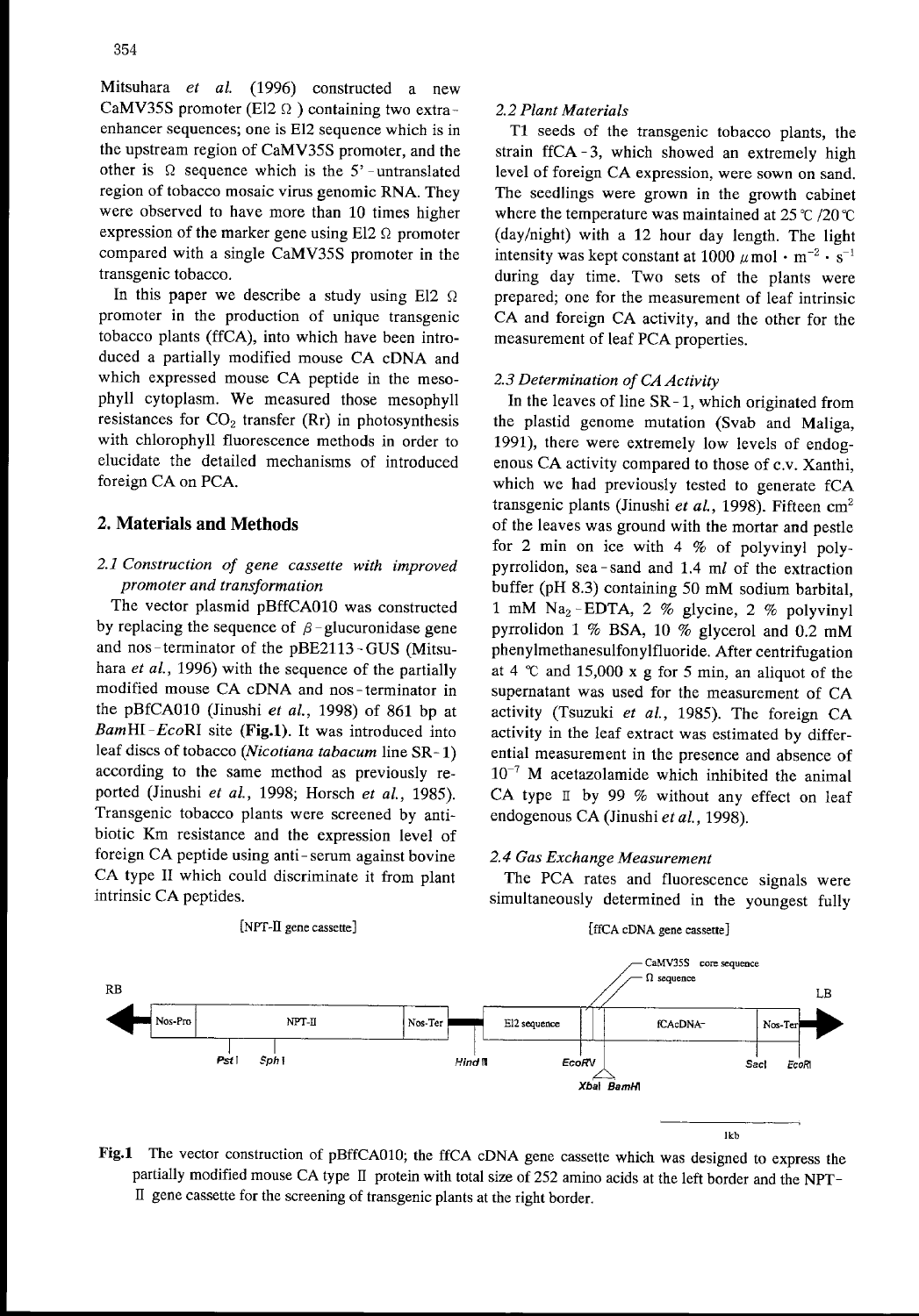Mitsuhara *et al.* (1996) constructed a new CaMV35S promoter (El2 Ω ) containing two extra-enhancer sequences; one is El2 sequence which is in the upstream region of CaMV35S promoter, and the other is Ω sequence which is the 5'-untranslated region of tobacco mosaic virus genomic RNA. They were observed to have more than 10 times higher expression of the marker gene using El2 Ω promoter compared with a single CaMV35S promoter in the transgenic tobacco.

In this paper we describe a study using El2 Ω promoter in the production of unique transgenic tobacco plants (ffCA), into which have been introduced a partially modified mouse CA cDNA and which expressed mouse CA peptide in the mesophyll cytoplasm. We measured those mesophyll resistances for $CO_2$ transfer (Rr) in photosynthesis with chlorophyll fluorescence methods in order to elucidate the detailed mechanisms of introduced foreign CA on PCA.

## 2. Materials and Methods

### 2.1 Construction of gene cassette with improved promoter and transformation

The vector plasmid pBffCA010 was constructed by replacing the sequence of β-glucuronidase gene and nos-terminator of the pBE2113-GUS (Mitsuhara *et al.*, 1996) with the sequence of the partially modified mouse CA cDNA and nos-terminator in the pBfCA010 (Jinushi *et al.*, 1998) of 861 bp at *Bam*HI-*Eco*RI site (**Fig.1**). It was introduced into leaf discs of tobacco (*Nicotiana tabacum* line SR-1) according to the same method as previously reported (Jinushi *et al.*, 1998; Horsch *et al.*, 1985). Transgenic tobacco plants were screened by antibiotic Km resistance and the expression level of foreign CA peptide using anti-serum against bovine CA type II which could discriminate it from plant intrinsic CA peptides.

### 2.2 Plant Materials

T1 seeds of the transgenic tobacco plants, the strain ffCA-3, which showed an extremely high level of foreign CA expression, were sown on sand. The seedlings were grown in the growth cabinet where the temperature was maintained at 25 ℃ /20 ℃ (day/night) with a 12 hour day length. The light intensity was kept constant at 1000 $\mu mol \cdot m^{-2} \cdot s^{-1}$ during day time. Two sets of the plants were prepared; one for the measurement of leaf intrinsic CA and foreign CA activity, and the other for the measurement of leaf PCA properties.

### 2.3 Determination of CA Activity

In the leaves of line SR-1, which originated from the plastid genome mutation (Svab and Maliga, 1991), there were extremely low levels of endogenous CA activity compared to those of c.v. Xanthi, which we had previously tested to generate fCA transgenic plants (Jinushi *et al.*, 1998). Fifteen $cm^2$ of the leaves was ground with the mortar and pestle for 2 min on ice with 4 % of polyvinyl polypyrrolidon, sea-sand and 1.4 m*l* of the extraction buffer (pH 8.3) containing 50 mM sodium barbital, 1 mM $Na_2$-EDTA, 2 % glycine, 2 % polyvinyl pyrrolidon 1 % BSA, 10 % glycerol and 0.2 mM phenylmethanesulfonylfluoride. After centrifugation at 4 ℃ and 15,000 x g for 5 min, an aliquot of the supernatant was used for the measurement of CA activity (Tsuzuki *et al.*, 1985). The foreign CA activity in the leaf extract was estimated by differential measurement in the presence and absence of $10^{-7}$ M acetazolamide which inhibited the animal CA type II by 99 % without any effect on leaf endogenous CA (Jinushi *et al.*, 1998).

### 2.4 Gas Exchange Measurement

The PCA rates and fluorescence signals were simultaneously determined in the youngest fully

[NPT-II gene cassette] [ffCA cDNA gene cassette]

RB | Nos-Pro | NPT-II | Nos-Ter | El2 sequence | Ω sequence | CaMV35S core sequence | fCAcDNA | Nos-Ter | LB

*Pst*I *Sph*I *Hind*III *Eco*RV *Xba*I *Bam*HI *Sac*I *Eco*RI

1kb

**Fig.1** The vector construction of pBffCA010; the ffCA cDNA gene cassette which was designed to express the partially modified mouse CA type II protein with total size of 252 amino acids at the left border and the NPT-II gene cassette for the screening of transgenic plants at the right border.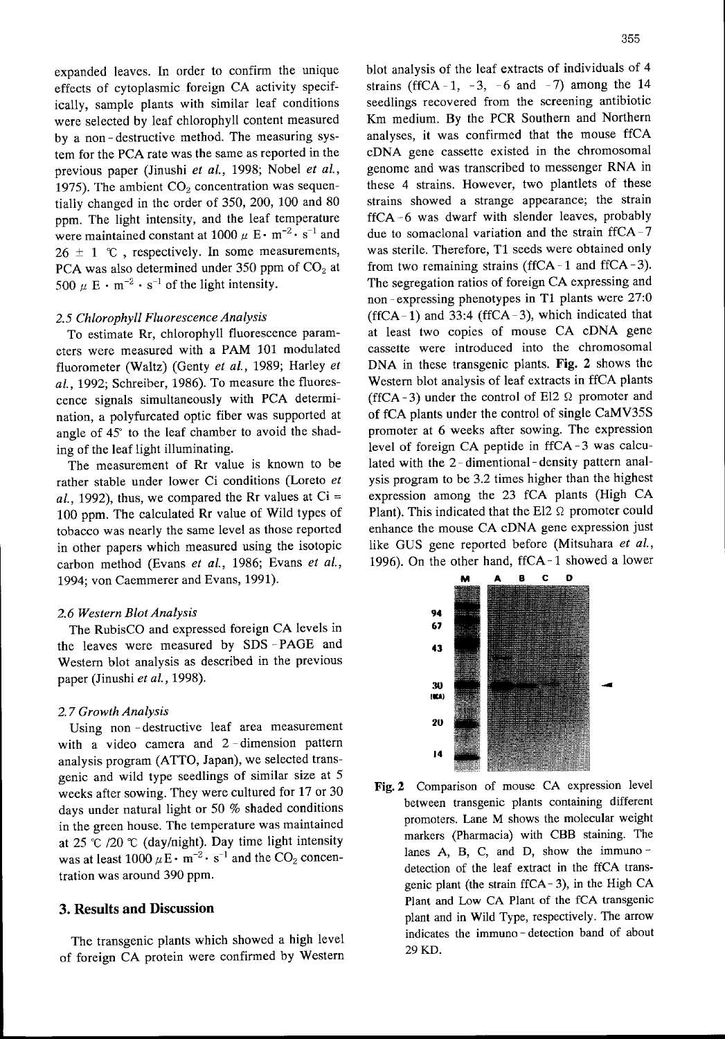expanded leaves. In order to confirm the unique effects of cytoplasmic foreign CA activity specifically, sample plants with similar leaf conditions were selected by leaf chlorophyll content measured by a non-destructive method. The measuring system for the PCA rate was the same as reported in the previous paper (Jinushi *et al.*, 1998; Nobel *et al.*, 1975). The ambient $CO_2$ concentration was sequentially changed in the order of 350, 200, 100 and 80 ppm. The light intensity, and the leaf temperature were maintained constant at 1000 $\mu$ E $\cdot$ $m^{-2}$ $\cdot$ $s^{-1}$ and 26 ± 1 ℃, respectively. In some measurements, PCA was also determined under 350 ppm of $CO_2$ at 500 $\mu$ E $\cdot$ $m^{-2}$ $\cdot$ $s^{-1}$ of the light intensity.

### *2.5 Chlorophyll Fluorescence Analysis*

To estimate Rr, chlorophyll fluorescence parameters were measured with a PAM 101 modulated fluorometer (Waltz) (Genty *et al.*, 1989; Harley *et al.*, 1992; Schreiber, 1986). To measure the fluorescence signals simultaneously with PCA determination, a polyfurcated optic fiber was supported at angle of 45° to the leaf chamber to avoid the shading of the leaf light illuminating.

The measurement of Rr value is known to be rather stable under lower Ci conditions (Loreto *et al.*, 1992), thus, we compared the Rr values at Ci = 100 ppm. The calculated Rr value of Wild types of tobacco was nearly the same level as those reported in other papers which measured using the isotopic carbon method (Evans *et al.*, 1986; Evans *et al.*, 1994; von Caemmerer and Evans, 1991).

### *2.6 Western Blot Analysis*

The RubisCO and expressed foreign CA levels in the leaves were measured by SDS-PAGE and Western blot analysis as described in the previous paper (Jinushi *et al.*, 1998).

### *2.7 Growth Analysis*

Using non-destructive leaf area measurement with a video camera and 2-dimension pattern analysis program (ATTO, Japan), we selected transgenic and wild type seedlings of similar size at 5 weeks after sowing. They were cultured for 17 or 30 days under natural light or 50 % shaded conditions in the green house. The temperature was maintained at 25 ℃ /20 ℃ (day/night). Day time light intensity was at least 1000 $\mu$E $\cdot$ $m^{-2}$ $\cdot$ $s^{-1}$ and the $CO_2$ concentration was around 390 ppm.

## 3. Results and Discussion

The transgenic plants which showed a high level of foreign CA protein were confirmed by Western blot analysis of the leaf extracts of individuals of 4 strains (ffCA-1, -3, -6 and -7) among the 14 seedlings recovered from the screening antibiotic Km medium. By the PCR Southern and Northern analyses, it was confirmed that the mouse ffCA cDNA gene cassette existed in the chromosomal genome and was transcribed to messenger RNA in these 4 strains. However, two plantlets of these strains showed a strange appearance; the strain ffCA-6 was dwarf with slender leaves, probably due to somaclonal variation and the strain ffCA-7 was sterile. Therefore, T1 seeds were obtained only from two remaining strains (ffCA-1 and ffCA-3). The segregation ratios of foreign CA expressing and non-expressing phenotypes in T1 plants were 27:0 (ffCA-1) and 33:4 (ffCA-3), which indicated that at least two copies of mouse CA cDNA gene cassette were introduced into the chromosomal DNA in these transgenic plants. **Fig. 2** shows the Western blot analysis of leaf extracts in ffCA plants (ffCA-3) under the control of El2 Ω promoter and of fCA plants under the control of single CaMV35S promoter at 6 weeks after sowing. The expression level of foreign CA peptide in ffCA-3 was calculated with the 2-dimentional-density pattern analysis program to be 3.2 times higher than the highest expression among the 23 fCA plants (High CA Plant). This indicated that the El2 Ω promoter could enhance the mouse CA cDNA gene expression just like GUS gene reported before (Mitsuhara *et al.*, 1996). On the other hand, ffCA-1 showed a lower

**Fig. 2** Comparison of mouse CA expression level between transgenic plants containing different promoters. Lane M shows the molecular weight markers (Pharmacia) with CBB staining. The lanes A, B, C, and D, show the immuno-detection of the leaf extract in the ffCA transgenic plant (the strain ffCA-3), in the High CA Plant and Low CA Plant of the fCA transgenic plant and in Wild Type, respectively. The arrow indicates the immuno-detection band of about 29 KD.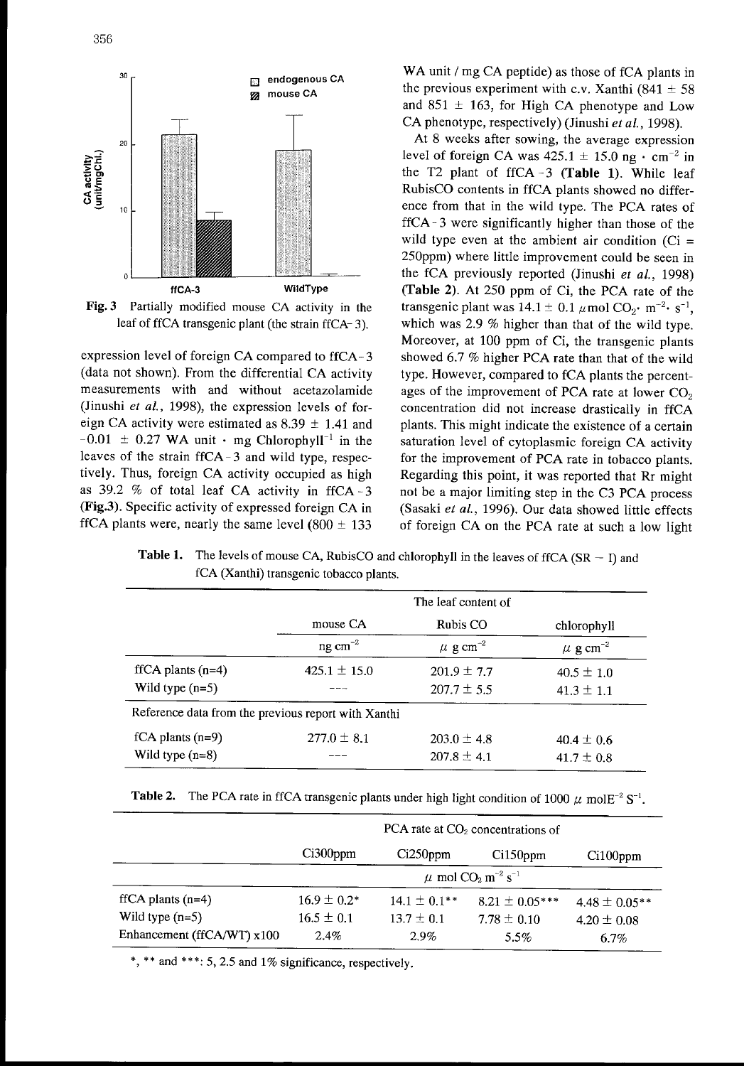Fig. 3 Partially modified mouse CA activity in the leaf of ffCA transgenic plant (the strain ffCA-3).

expression level of foreign CA compared to ffCA-3 (data not shown). From the differential CA activity measurements with and without acetazolamide (Jinushi *et al.*, 1998), the expression levels of foreign CA activity were estimated as 8.39 ± 1.41 and -0.01 ± 0.27 WA unit · mg $Chlorophyll^{-1}$ in the leaves of the strain ffCA-3 and wild type, respectively. Thus, foreign CA activity occupied as high as 39.2 % of total leaf CA activity in ffCA-3 (**Fig.3**). Specific activity of expressed foreign CA in ffCA plants were, nearly the same level (800 ± 133 WA unit / mg CA peptide) as those of fCA plants in the previous experiment with c.v. Xanthi (841 ± 58 and 851 ± 163, for High CA phenotype and Low CA phenotype, respectively) (Jinushi *et al.*, 1998).

At 8 weeks after sowing, the average expression level of foreign CA was 425.1 ± 15.0 ng · $cm^{-2}$ in the T2 plant of ffCA-3 (**Table 1**). While leaf RubisCO contents in ffCA plants showed no difference from that in the wild type. The PCA rates of ffCA-3 were significantly higher than those of the wild type even at the ambient air condition (Ci = 250ppm) where little improvement could be seen in the fCA previously reported (Jinushi *et al.*, 1998) (**Table 2**). At 250 ppm of Ci, the PCA rate of the transgenic plant was 14.1 ± 0.1 $\mu$mol $CO_2 \cdot m^{-2} \cdot s^{-1}$, which was 2.9 % higher than that of the wild type. Moreover, at 100 ppm of Ci, the transgenic plants showed 6.7 % higher PCA rate than that of the wild type. However, compared to fCA plants the percentages of the improvement of PCA rate at lower $CO_2$ concentration did not increase drastically in ffCA plants. This might indicate the existence of a certain saturation level of cytoplasmic foreign CA activity for the improvement of PCA rate in tobacco plants. Regarding this point, it was reported that Rr might not be a major limiting step in the C3 PCA process (Sasaki *et al.*, 1996). Our data showed little effects of foreign CA on the PCA rate at such a low light

**Table 1.** The levels of mouse CA, RubisCO and chlorophyll in the leaves of ffCA (SR − I) and fCA (Xanthi) transgenic tobacco plants.

| | The leaf content of | | |
|---|---|---|---|
| | mouse CA | Rubis CO | chlorophyll |
| | ng $cm^{-2}$ | $\mu$ g $cm^{-2}$ | $\mu$ g $cm^{-2}$ |
| ffCA plants (n=4) | 425.1 ± 15.0 | 201.9 ± 7.7 | 40.5 ± 1.0 |
| Wild type (n=5) | --- | 207.7 ± 5.5 | 41.3 ± 1.1 |
| Reference data from the previous report with Xanthi | | | |
| fCA plants (n=9) | 277.0 ± 8.1 | 203.0 ± 4.8 | 40.4 ± 0.6 |
| Wild type (n=8) | --- | 207.8 ± 4.1 | 41.7 ± 0.8 |

**Table 2.** The PCA rate in ffCA transgenic plants under high light condition of 1000 $\mu$ $molE^{-2}$ $S^{-1}$.

| | PCA rate at $CO_2$ concentrations of | | | |
|---|---|---|---|---|
| | Ci300ppm | Ci250ppm | Ci150ppm | Ci100ppm |
| | $\mu$ mol $CO_2$ $m^{-2}$ $s^{-1}$ | | | |
| ffCA plants (n=4) | 16.9 ± 0.2* | 14.1 ± 0.1** | 8.21 ± 0.05*** | 4.48 ± 0.05** |
| Wild type (n=5) | 16.5 ± 0.1 | 13.7 ± 0.1 | 7.78 ± 0.10 | 4.20 ± 0.08 |
| Enhancement (ffCA/WT) x100 | 2.4% | 2.9% | 5.5% | 6.7% |

*, ** and ***: 5, 2.5 and 1% significance, respectively.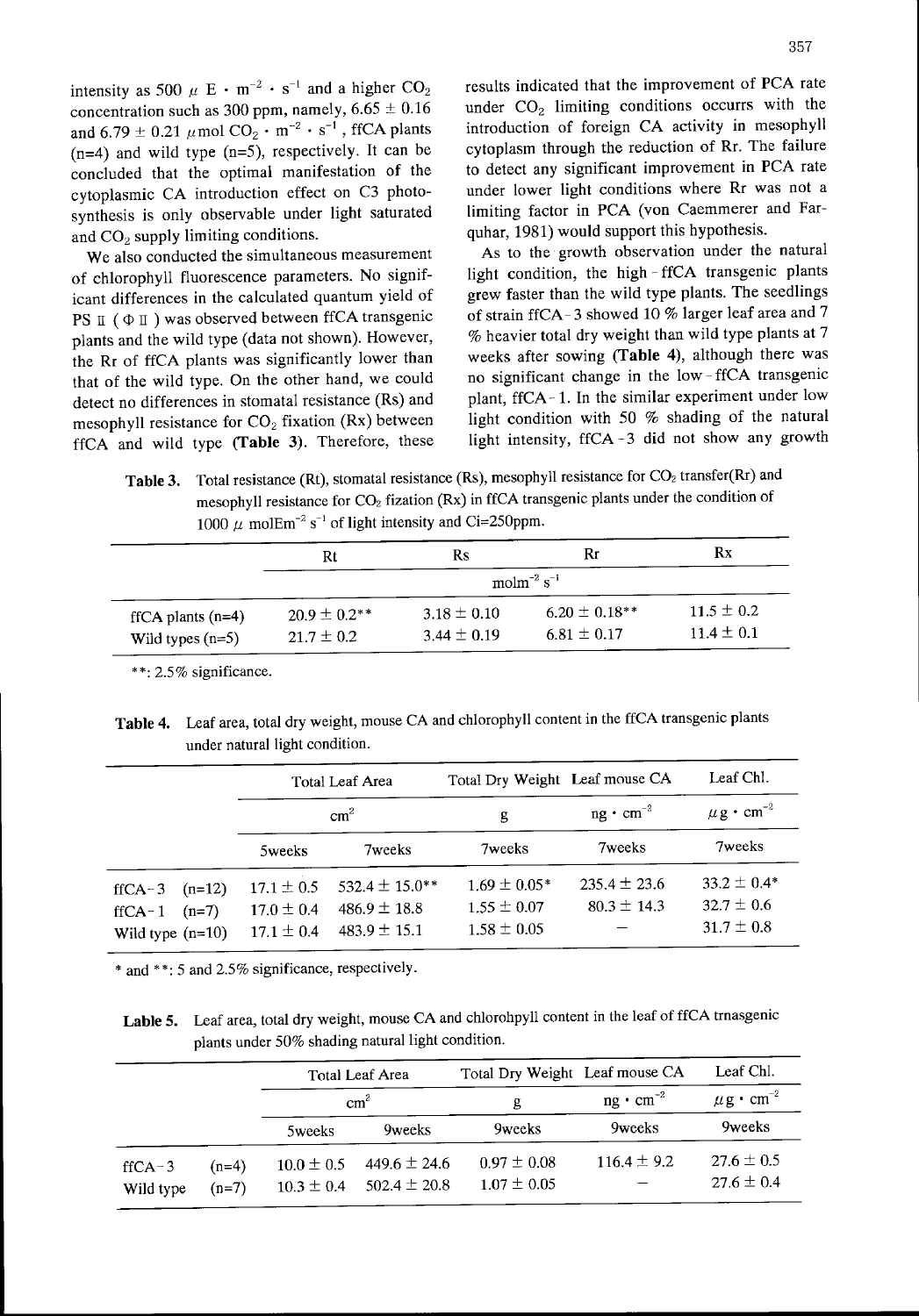intensity as 500 $\mu$ E · $m^{-2}$ · $s^{-1}$ and a higher $CO_2$ concentration such as 300 ppm, namely, 6.65 ± 0.16 and 6.79 ± 0.21 $\mu$mol $CO_2$ · $m^{-2}$ · $s^{-1}$, ffCA plants (n=4) and wild type (n=5), respectively. It can be concluded that the optimal manifestation of the cytoplasmic CA introduction effect on C3 photosynthesis is only observable under light saturated and $CO_2$ supply limiting conditions.

We also conducted the simultaneous measurement of chlorophyll fluorescence parameters. No significant differences in the calculated quantum yield of PS II ($\Phi$ II) was observed between ffCA transgenic plants and the wild type (data not shown). However, the Rr of ffCA plants was significantly lower than that of the wild type. On the other hand, we could detect no differences in stomatal resistance (Rs) and mesophyll resistance for $CO_2$ fixation (Rx) between ffCA and wild type (**Table 3**). Therefore, these results indicated that the improvement of PCA rate under $CO_2$ limiting conditions occurrs with the introduction of foreign CA activity in mesophyll cytoplasm through the reduction of Rr. The failure to detect any significant improvement in PCA rate under lower light conditions where Rr was not a limiting factor in PCA (von Caemmerer and Farquhar, 1981) would support this hypothesis.

As to the growth observation under the natural light condition, the high-ffCA transgenic plants grew faster than the wild type plants. The seedlings of strain ffCA-3 showed 10 % larger leaf area and 7 % heavier total dry weight than wild type plants at 7 weeks after sowing (**Table 4**), although there was no significant change in the low-ffCA transgenic plant, ffCA-1. In the similar experiment under low light condition with 50 % shading of the natural light intensity, ffCA-3 did not show any growth

**Table 3.** Total resistance (Rt), stomatal resistance (Rs), mesophyll resistance for $CO_2$ transfer(Rr) and mesophyll resistance for $CO_2$ fization (Rx) in ffCA transgenic plants under the condition of 1000 $\mu$ molE$m^{-2}$ $s^{-1}$ of light intensity and Ci=250ppm.

| | Rt | Rs | Rr | Rx |
|---|---|---|---|---|
| | $mol m^{-2} s^{-1}$ | | | |
| ffCA plants (n=4) | 20.9 ± 0.2** | 3.18 ± 0.10 | 6.20 ± 0.18** | 11.5 ± 0.2 |
| Wild types (n=5) | 21.7 ± 0.2 | 3.44 ± 0.19 | 6.81 ± 0.17 | 11.4 ± 0.1 |

**: 2.5% significance.

**Table 4.** Leaf area, total dry weight, mouse CA and chlorophyll content in the ffCA transgenic plants under natural light condition.

| | Total Leaf Area | | Total Dry Weight | Leaf mouse CA | Leaf Chl. |
|---|---|---|---|---|---|
| | $cm^2$ | | g | ng · $cm^{-2}$ | $\mu$g · $cm^{-2}$ |
| | 5weeks | 7weeks | 7weeks | 7weeks | 7weeks |
| ffCA-3 (n=12) | 17.1 ± 0.5 | 532.4 ± 15.0** | 1.69 ± 0.05* | 235.4 ± 23.6 | 33.2 ± 0.4* |
| ffCA-1 (n=7) | 17.0 ± 0.4 | 486.9 ± 18.8 | 1.55 ± 0.07 | 80.3 ± 14.3 | 32.7 ± 0.6 |
| Wild type (n=10) | 17.1 ± 0.4 | 483.9 ± 15.1 | 1.58 ± 0.05 | — | 31.7 ± 0.8 |

* and **: 5 and 2.5% significance, respectively.

**Lable 5.** Leaf area, total dry weight, mouse CA and chlorohpyll content in the leaf of ffCA trnasgenic plants under 50% shading natural light condition.

| | | Total Leaf Area | | Total Dry Weight | Leaf mouse CA | Leaf Chl. |
|---|---|---|---|---|---|---|
| | | $cm^2$ | | g | ng · $cm^{-2}$ | $\mu$g · $cm^{-2}$ |
| | | 5weeks | 9weeks | 9weeks | 9weeks | 9weeks |
| ffCA-3 | (n=4) | 10.0 ± 0.5 | 449.6 ± 24.6 | 0.97 ± 0.08 | 116.4 ± 9.2 | 27.6 ± 0.5 |
| Wild type | (n=7) | 10.3 ± 0.4 | 502.4 ± 20.8 | 1.07 ± 0.05 | — | 27.6 ± 0.4 |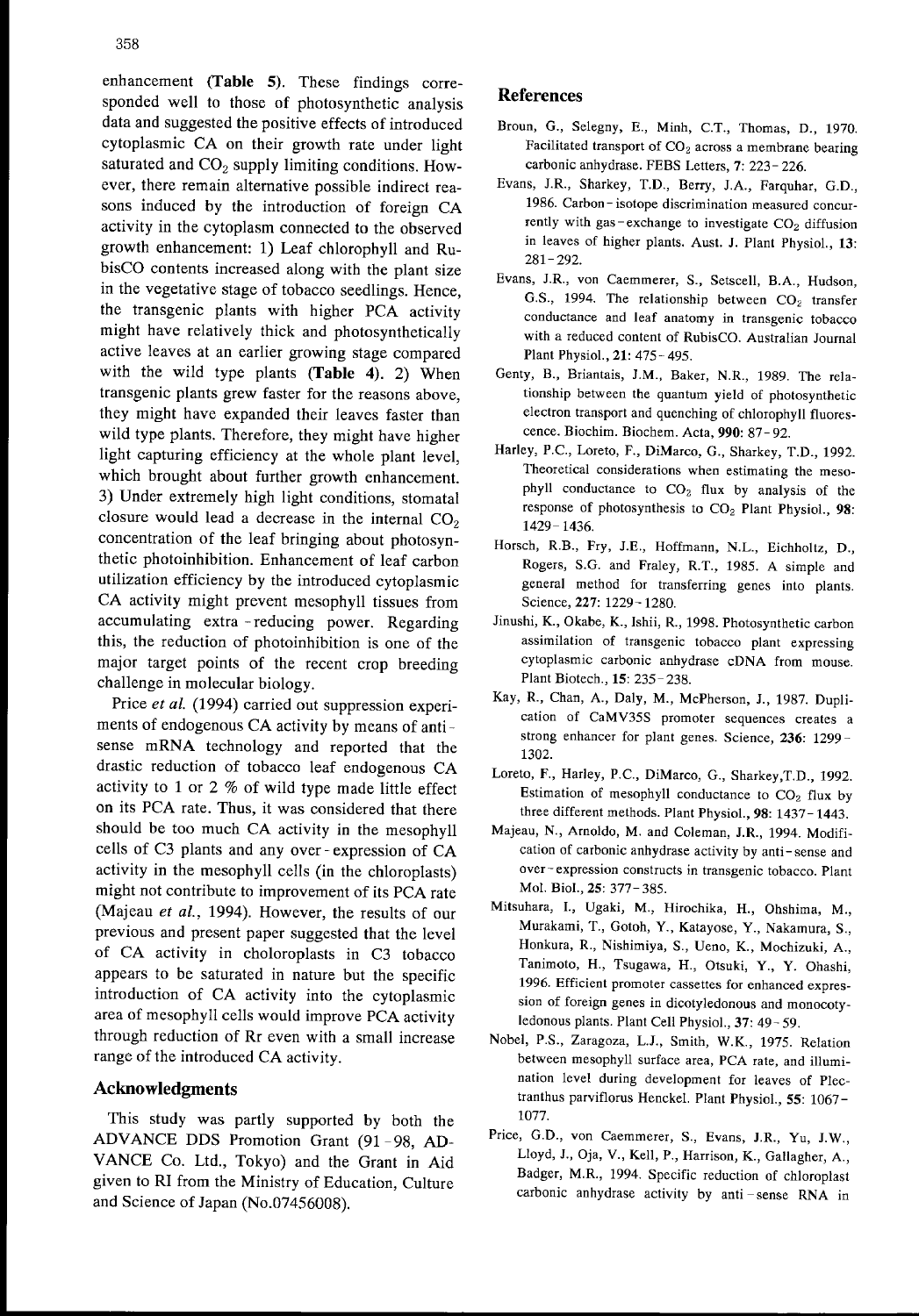enhancement (**Table 5**). These findings corresponded well to those of photosynthetic analysis data and suggested the positive effects of introduced cytoplasmic CA on their growth rate under light saturated and $CO_2$ supply limiting conditions. However, there remain alternative possible indirect reasons induced by the introduction of foreign CA activity in the cytoplasm connected to the observed growth enhancement: 1) Leaf chlorophyll and RubisCO contents increased along with the plant size in the vegetative stage of tobacco seedlings. Hence, the transgenic plants with higher PCA activity might have relatively thick and photosynthetically active leaves at an earlier growing stage compared with the wild type plants (**Table 4**). 2) When transgenic plants grew faster for the reasons above, they might have expanded their leaves faster than wild type plants. Therefore, they might have higher light capturing efficiency at the whole plant level, which brought about further growth enhancement. 3) Under extremely high light conditions, stomatal closure would lead a decrease in the internal $CO_2$ concentration of the leaf bringing about photosynthetic photoinhibition. Enhancement of leaf carbon utilization efficiency by the introduced cytoplasmic CA activity might prevent mesophyll tissues from accumulating extra-reducing power. Regarding this, the reduction of photoinhibition is one of the major target points of the recent crop breeding challenge in molecular biology.

Price *et al.* (1994) carried out suppression experiments of endogenous CA activity by means of anti-sense mRNA technology and reported that the drastic reduction of tobacco leaf endogenous CA activity to 1 or 2 % of wild type made little effect on its PCA rate. Thus, it was considered that there should be too much CA activity in the mesophyll cells of C3 plants and any over-expression of CA activity in the mesophyll cells (in the chloroplasts) might not contribute to improvement of its PCA rate (Majeau *et al.*, 1994). However, the results of our previous and present paper suggested that the level of CA activity in choloroplasts in C3 tobacco appears to be saturated in nature but the specific introduction of CA activity into the cytoplasmic area of mesophyll cells would improve PCA activity through reduction of Rr even with a small increase range of the introduced CA activity.

## Acknowledgments

This study was partly supported by both the ADVANCE DDS Promotion Grant (91-98, ADVANCE Co. Ltd., Tokyo) and the Grant in Aid given to RI from the Ministry of Education, Culture and Science of Japan (No.07456008).

## References

Broun, G., Selegny, E., Minh, C.T., Thomas, D., 1970. Facilitated transport of $CO_2$ across a membrane bearing carbonic anhydrase. FEBS Letters, **7**: 223-226.

Evans, J.R., Sharkey, T.D., Berry, J.A., Farquhar, G.D., 1986. Carbon-isotope discrimination measured concurrently with gas-exchange to investigate $CO_2$ diffusion in leaves of higher plants. Aust. J. Plant Physiol., **13**: 281-292.

Evans, J.R., von Caemmerer, S., Setscell, B.A., Hudson, G.S., 1994. The relationship between $CO_2$ transfer conductance and leaf anatomy in transgenic tobacco with a reduced content of RubisCO. Australian Journal Plant Physiol., **21**: 475-495.

Genty, B., Briantais, J.M., Baker, N.R., 1989. The relationship between the quantum yield of photosynthetic electron transport and quenching of chlorophyll fluorescence. Biochim. Biochem. Acta, **990**: 87-92.

Harley, P.C., Loreto, F., DiMarco, G., Sharkey, T.D., 1992. Theoretical considerations when estimating the mesophyll conductance to $CO_2$ flux by analysis of the response of photosynthesis to $CO_2$ Plant Physiol., **98**: 1429-1436.

Horsch, R.B., Fry, J.E., Hoffmann, N.L., Eichholtz, D., Rogers, S.G. and Fraley, R.T., 1985. A simple and general method for transferring genes into plants. Science, **227**: 1229-1280.

Jinushi, K., Okabe, K., Ishii, R., 1998. Photosynthetic carbon assimilation of transgenic tobacco plant expressing cytoplasmic carbonic anhydrase cDNA from mouse. Plant Biotech., **15**: 235-238.

Kay, R., Chan, A., Daly, M., McPherson, J., 1987. Duplication of CaMV35S promoter sequences creates a strong enhancer for plant genes. Science, **236**: 1299-1302.

Loreto, F., Harley, P.C., DiMarco, G., Sharkey, T.D., 1992. Estimation of mesophyll conductance to $CO_2$ flux by three different methods. Plant Physiol., **98**: 1437-1443.

Majeau, N., Arnoldo, M. and Coleman, J.R., 1994. Modification of carbonic anhydrase activity by anti-sense and over-expression constructs in transgenic tobacco. Plant Mol. Biol., **25**: 377-385.

Mitsuhara, I., Ugaki, M., Hirochika, H., Ohshima, M., Murakami, T., Gotoh, Y., Katayose, Y., Nakamura, S., Honkura, R., Nishimiya, S., Ueno, K., Mochizuki, A., Tanimoto, H., Tsugawa, H., Otsuki, Y., Y. Ohashi, 1996. Efficient promoter cassettes for enhanced expression of foreign genes in dicotyledonous and monocotyledonous plants. Plant Cell Physiol., **37**: 49-59.

Nobel, P.S., Zaragoza, L.J., Smith, W.K., 1975. Relation between mesophyll surface area, PCA rate, and illumination level during development for leaves of Plectranthus parviflorus Henckel. Plant Physiol., **55**: 1067-1077.

Price, G.D., von Caemmerer, S., Evans, J.R., Yu, J.W., Lloyd, J., Oja, V., Kell, P., Harrison, K., Gallagher, A., Badger, M.R., 1994. Specific reduction of chloroplast carbonic anhydrase activity by anti-sense RNA in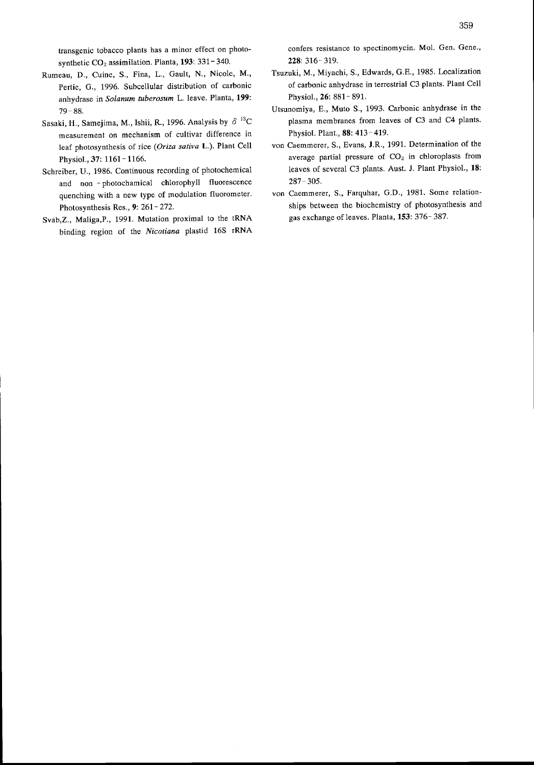transgenic tobacco plants has a minor effect on photosynthetic $CO_2$ assimilation. Planta, **193**: 331-340.

Rumeau, D., Cuine, S., Fina, L., Gault, N., Nicole, M., Pertie, G., 1996. Subcellular distribution of carbonic anhydrase in *Solanum tuberosum* L. leave. Planta, **199**: 79-88.

Sasaki, H., Samejima, M., Ishii, R., 1996. Analysis by $\delta\ ^{13}C$ measurement on mechanism of cultivar difference in leaf photosynthesis of rice (*Oriza sativa* L.). Plant Cell Physiol., **37**: 1161-1166.

Schreiber, U., 1986. Continuous recording of photochemical and non-photochamical chlorophyll fluorescence quenching with a new type of modulation fluorometer. Photosynthesis Res., **9**: 261-272.

Svab,Z., Maliga,P., 1991. Mutation proximal to the tRNA binding region of the *Nicotiana* plastid 16S rRNA confers resistance to spectinomycin. Mol. Gen. Gene., **228**: 316-319.

Tsuzuki, M., Miyachi, S., Edwards, G.E., 1985. Localization of carbonic anhydrase in terrestrial C3 plants. Plant Cell Physiol., **26**: 881-891.

Utsunomiya, E., Muto S., 1993. Carbonic anhydrase in the plasma membranes from leaves of C3 and C4 plants. Physiol. Plant., **88**: 413-419.

von Caemmerer, S., Evans, J.R., 1991. Determination of the average partial pressure of $CO_2$ in chloroplasts from leaves of several C3 plants. Aust. J. Plant Physiol., **18**: 287-305.

von Caemmerer, S., Farquhar, G.D., 1981. Some relationships between the biochemistry of photosynthesis and gas exchange of leaves. Planta, **153**: 376-387.